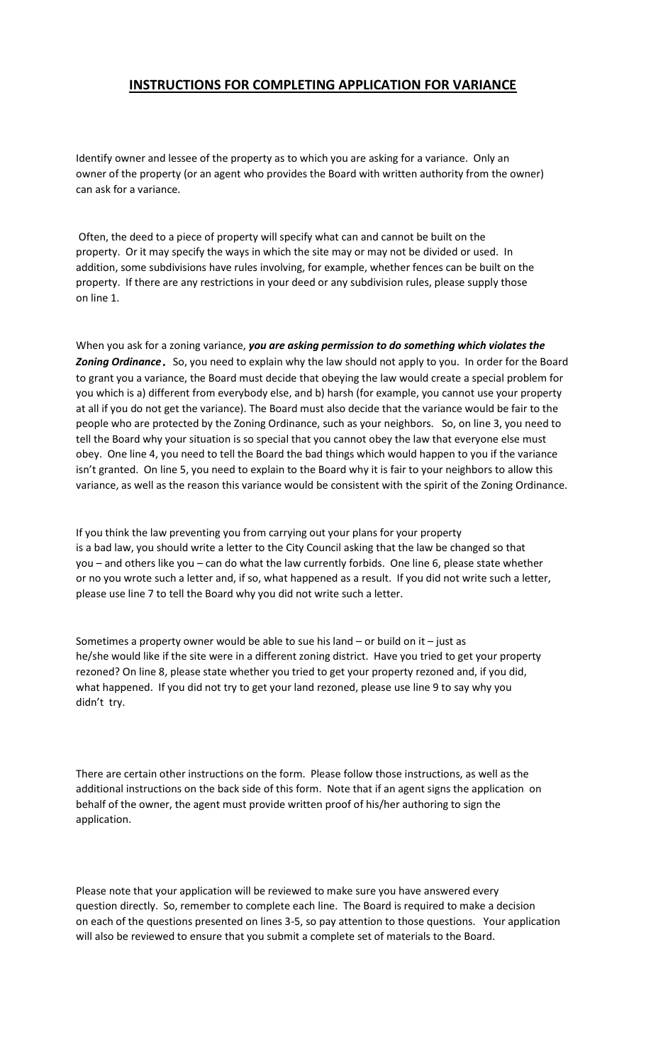## INSTRUCTIONS FOR COMPLETING APPLICATION FOR VARIANCE

Identify owner and lessee of the property as to which you are asking for a variance. Only an owner of the property (or an agent who provides the Board with written authority from the owner) can ask for a variance.

Often, the deed to a piece of property will specify what can and cannot be built on the property. Or it may specify the ways in which the site may or may not be divided or used. In addition, some subdivisions have rules involving, for example, whether fences can be built on the property. If there are any restrictions in your deed or any subdivision rules, please supply those on line 1.

When you ask for a zoning variance, ***you are asking permission to do something which violates the Zoning Ordinance***. So, you need to explain why the law should not apply to you. In order for the Board to grant you a variance, the Board must decide that obeying the law would create a special problem for you which is a) different from everybody else, and b) harsh (for example, you cannot use your property at all if you do not get the variance). The Board must also decide that the variance would be fair to the people who are protected by the Zoning Ordinance, such as your neighbors. So, on line 3, you need to tell the Board why your situation is so special that you cannot obey the law that everyone else must obey. One line 4, you need to tell the Board the bad things which would happen to you if the variance isn't granted. On line 5, you need to explain to the Board why it is fair to your neighbors to allow this variance, as well as the reason this variance would be consistent with the spirit of the Zoning Ordinance.

If you think the law preventing you from carrying out your plans for your property is a bad law, you should write a letter to the City Council asking that the law be changed so that you – and others like you – can do what the law currently forbids. One line 6, please state whether or no you wrote such a letter and, if so, what happened as a result. If you did not write such a letter, please use line 7 to tell the Board why you did not write such a letter.

Sometimes a property owner would be able to sue his land – or build on it – just as he/she would like if the site were in a different zoning district. Have you tried to get your property rezoned? On line 8, please state whether you tried to get your property rezoned and, if you did, what happened. If you did not try to get your land rezoned, please use line 9 to say why you didn't try.

There are certain other instructions on the form. Please follow those instructions, as well as the additional instructions on the back side of this form. Note that if an agent signs the application on behalf of the owner, the agent must provide written proof of his/her authoring to sign the application.

Please note that your application will be reviewed to make sure you have answered every question directly. So, remember to complete each line. The Board is required to make a decision on each of the questions presented on lines 3-5, so pay attention to those questions. Your application will also be reviewed to ensure that you submit a complete set of materials to the Board.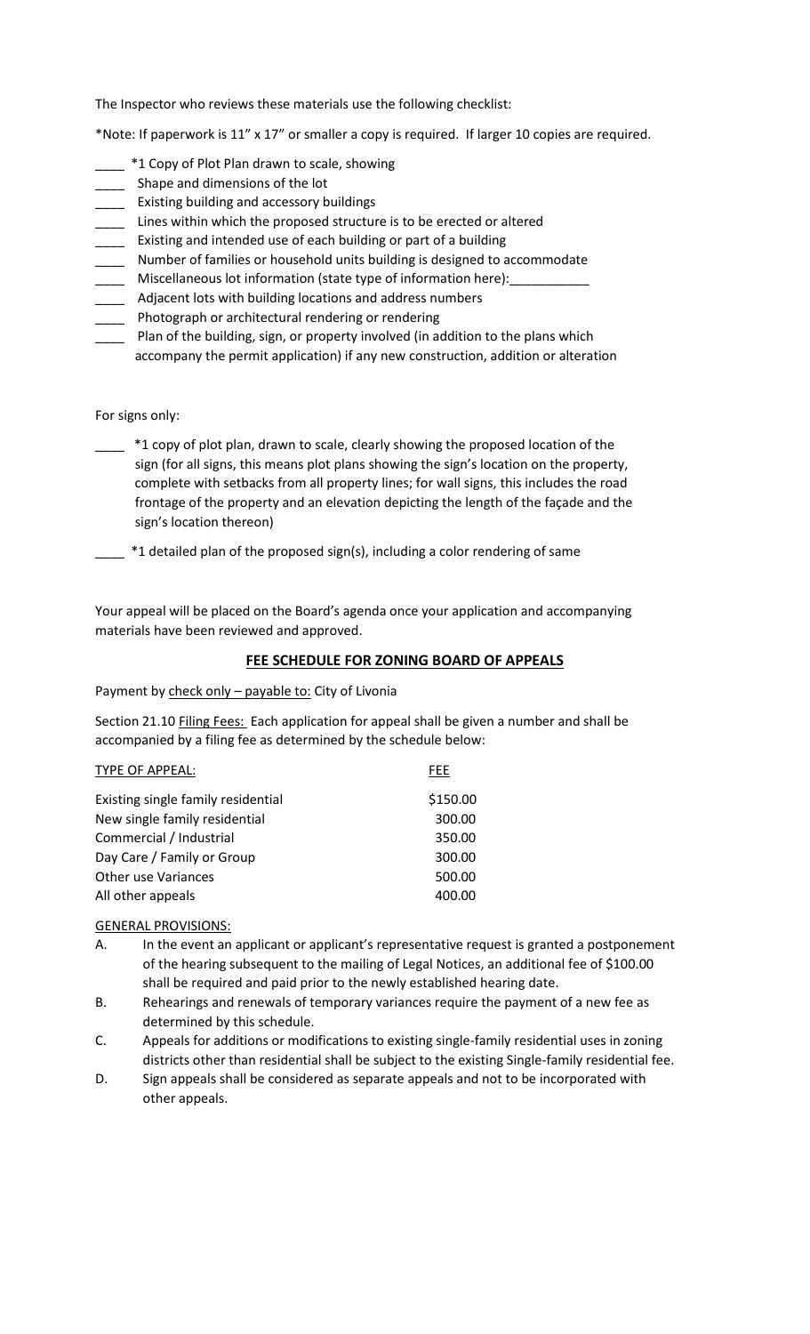The Inspector who reviews these materials use the following checklist:

*Note: If paperwork is 11" x 17" or smaller a copy is required. If larger 10 copies are required.

- ____ *1 Copy of Plot Plan drawn to scale, showing
- ____ Shape and dimensions of the lot
- ____ Existing building and accessory buildings
- ____ Lines within which the proposed structure is to be erected or altered
- ____ Existing and intended use of each building or part of a building
- ____ Number of families or household units building is designed to accommodate
- ____ Miscellaneous lot information (state type of information here):___________
- ____ Adjacent lots with building locations and address numbers
- ____ Photograph or architectural rendering or rendering
- ____ Plan of the building, sign, or property involved (in addition to the plans which accompany the permit application) if any new construction, addition or alteration

For signs only:

- ____ *1 copy of plot plan, drawn to scale, clearly showing the proposed location of the sign (for all signs, this means plot plans showing the sign's location on the property, complete with setbacks from all property lines; for wall signs, this includes the road frontage of the property and an elevation depicting the length of the façade and the sign's location thereon)
- ____ *1 detailed plan of the proposed sign(s), including a color rendering of same

Your appeal will be placed on the Board's agenda once your application and accompanying materials have been reviewed and approved.

## FEE SCHEDULE FOR ZONING BOARD OF APPEALS

Payment by check only – payable to: City of Livonia

Section 21.10 Filing Fees: Each application for appeal shall be given a number and shall be accompanied by a filing fee as determined by the schedule below:

| TYPE OF APPEAL: | FEE |
|---|---|
| Existing single family residential | $150.00 |
| New single family residential | 300.00 |
| Commercial / Industrial | 350.00 |
| Day Care / Family or Group | 300.00 |
| Other use Variances | 500.00 |
| All other appeals | 400.00 |

GENERAL PROVISIONS:

A. In the event an applicant or applicant's representative request is granted a postponement of the hearing subsequent to the mailing of Legal Notices, an additional fee of $100.00 shall be required and paid prior to the newly established hearing date.

B. Rehearings and renewals of temporary variances require the payment of a new fee as determined by this schedule.

C. Appeals for additions or modifications to existing single-family residential uses in zoning districts other than residential shall be subject to the existing Single-family residential fee.

D. Sign appeals shall be considered as separate appeals and not to be incorporated with other appeals.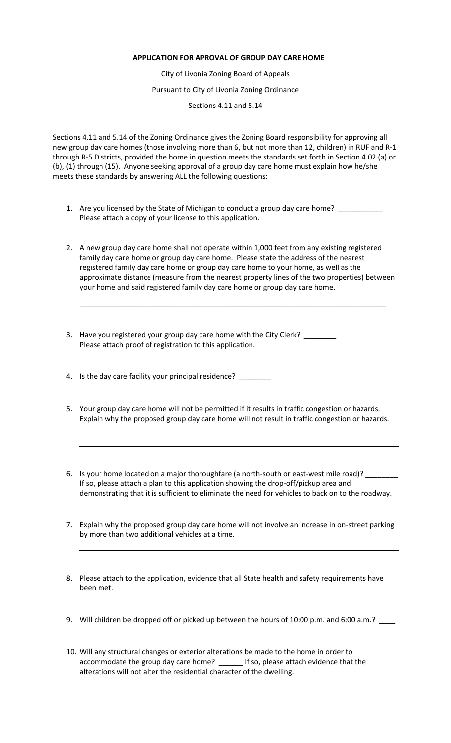**APPLICATION FOR APROVAL OF GROUP DAY CARE HOME**

City of Livonia Zoning Board of Appeals

Pursuant to City of Livonia Zoning Ordinance

Sections 4.11 and 5.14

Sections 4.11 and 5.14 of the Zoning Ordinance gives the Zoning Board responsibility for approving all new group day care homes (those involving more than 6, but not more than 12, children) in RUF and R-1 through R-5 Districts, provided the home in question meets the standards set forth in Section 4.02 (a) or (b), (1) through (15). Anyone seeking approval of a group day care home must explain how he/she meets these standards by answering ALL the following questions:

1. Are you licensed by the State of Michigan to conduct a group day care home? ___________ Please attach a copy of your license to this application.

2. A new group day care home shall not operate within 1,000 feet from any existing registered family day care home or group day care home. Please state the address of the nearest registered family day care home or group day care home to your home, as well as the approximate distance (measure from the nearest property lines of the two properties) between your home and said registered family day care home or group day care home.

   ______________________________________________________________________________

3. Have you registered your group day care home with the City Clerk? ________ Please attach proof of registration to this application.

4. Is the day care facility your principal residence? ________

5. Your group day care home will not be permitted if it results in traffic congestion or hazards. Explain why the proposed group day care home will not result in traffic congestion or hazards.

   ______________________________________________________________________________

6. Is your home located on a major thoroughfare (a north-south or east-west mile road)? ________ If so, please attach a plan to this application showing the drop-off/pickup area and demonstrating that it is sufficient to eliminate the need for vehicles to back on to the roadway.

7. Explain why the proposed group day care home will not involve an increase in on-street parking by more than two additional vehicles at a time.

   ______________________________________________________________________________

8. Please attach to the application, evidence that all State health and safety requirements have been met.

9. Will children be dropped off or picked up between the hours of 10:00 p.m. and 6:00 a.m.? ____

10. Will any structural changes or exterior alterations be made to the home in order to accommodate the group day care home? ______ If so, please attach evidence that the alterations will not alter the residential character of the dwelling.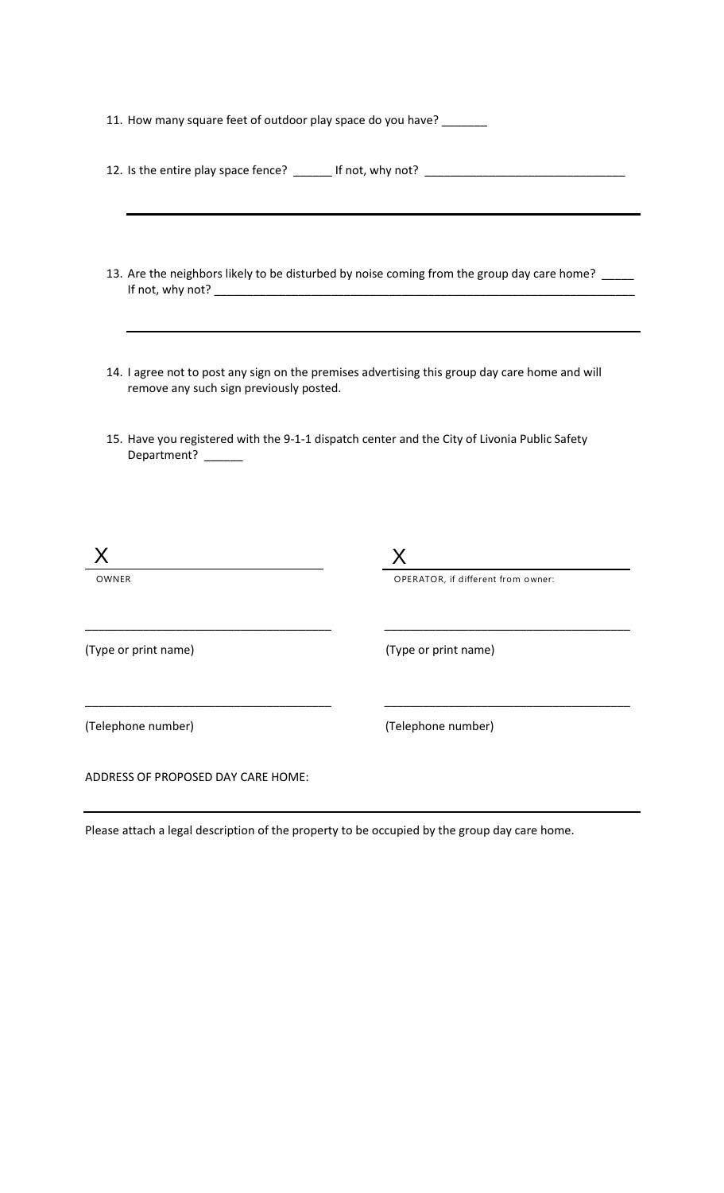11. How many square feet of outdoor play space do you have? _______

12. Is the entire play space fence? ______ If not, why not? ______________________________

______________________________________________________________________

13. Are the neighbors likely to be disturbed by noise coming from the group day care home? _____ If not, why not? _________________________________________________________________

______________________________________________________________________

14. I agree not to post any sign on the premises advertising this group day care home and will remove any such sign previously posted.

15. Have you registered with the 9-1-1 dispatch center and the City of Livonia Public Safety Department? ______

| | |
|---|---|
| X ______________________________ | X ______________________________ |
| OWNER | OPERATOR, if different from owner: |
| ______________________________ | ______________________________ |
| (Type or print name) | (Type or print name) |
| ______________________________ | ______________________________ |
| (Telephone number) | (Telephone number) |

ADDRESS OF PROPOSED DAY CARE HOME:

______________________________________________________________________

Please attach a legal description of the property to be occupied by the group day care home.